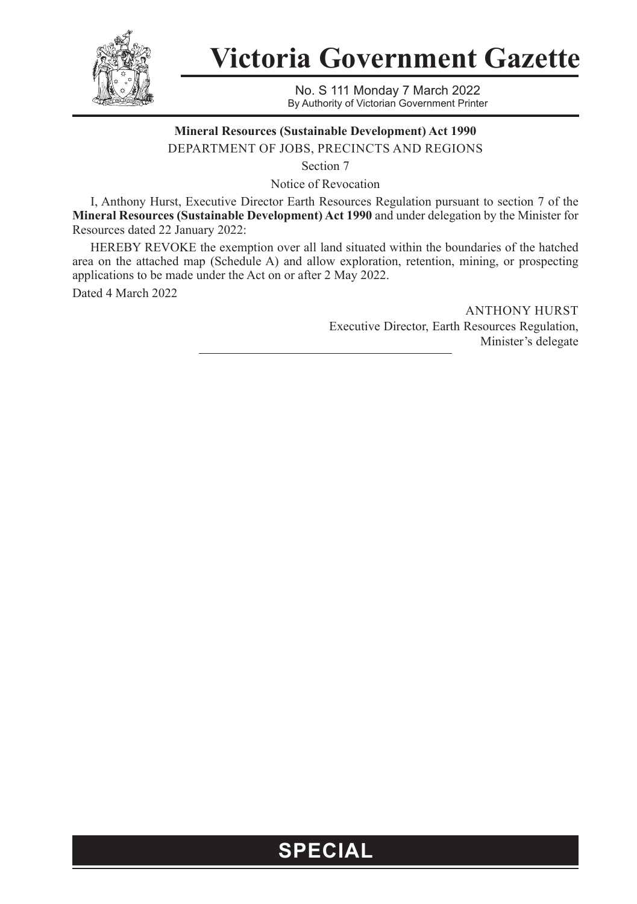# Victoria Government Gazette

No. S 111 Monday 7 March 2022
By Authority of Victorian Government Printer

**Mineral Resources (Sustainable Development) Act 1990**

DEPARTMENT OF JOBS, PRECINCTS AND REGIONS

Section 7

Notice of Revocation

I, Anthony Hurst, Executive Director Earth Resources Regulation pursuant to section 7 of the **Mineral Resources (Sustainable Development) Act 1990** and under delegation by the Minister for Resources dated 22 January 2022:

HEREBY REVOKE the exemption over all land situated within the boundaries of the hatched area on the attached map (Schedule A) and allow exploration, retention, mining, or prospecting applications to be made under the Act on or after 2 May 2022.

Dated 4 March 2022

ANTHONY HURST
Executive Director, Earth Resources Regulation,
Minister's delegate

**SPECIAL**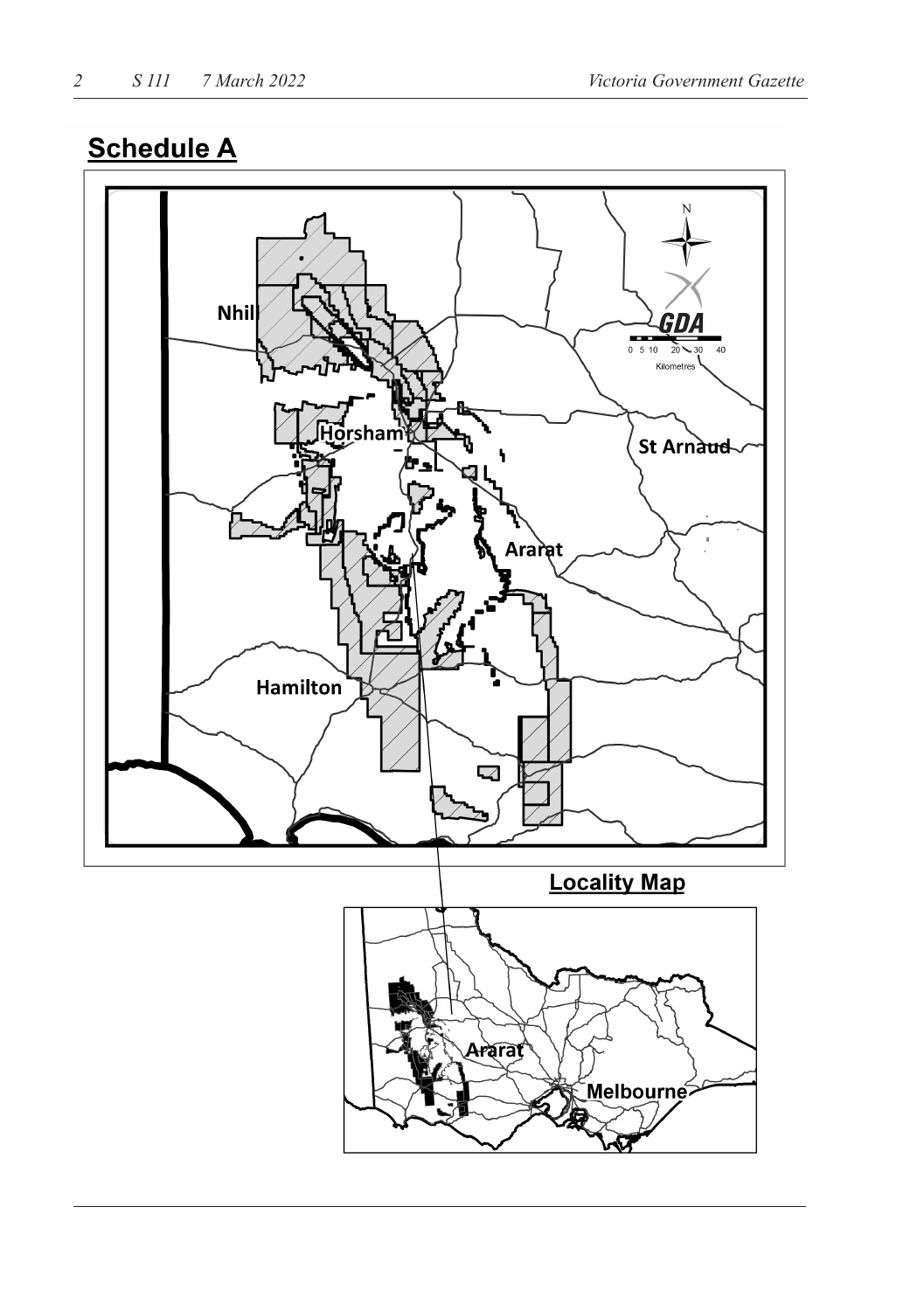## Schedule A

Locality Map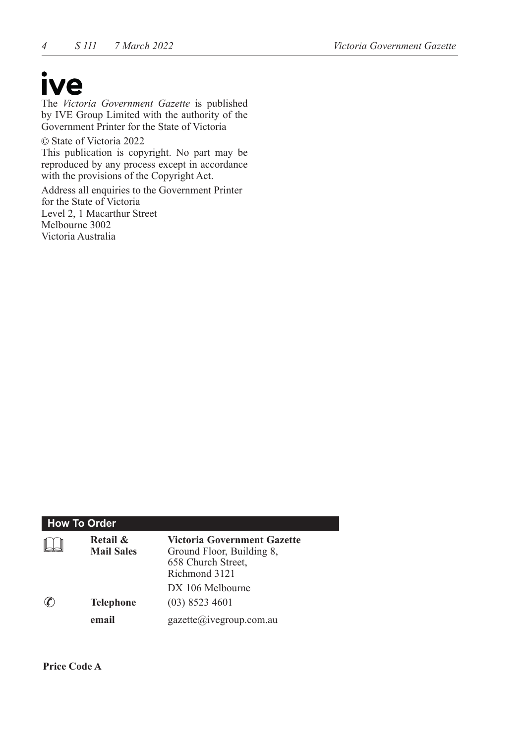ive

The *Victoria Government Gazette* is published by IVE Group Limited with the authority of the Government Printer for the State of Victoria

© State of Victoria 2022

This publication is copyright. No part may be reproduced by any process except in accordance with the provisions of the Copyright Act.

Address all enquiries to the Government Printer for the State of Victoria
Level 2, 1 Macarthur Street
Melbourne 3002
Victoria Australia

## How To Order

| | | |
|---|---|---|
| | **Retail & Mail Sales** | **Victoria Government Gazette**<br>Ground Floor, Building 8,<br>658 Church Street,<br>Richmond 3121<br>DX 106 Melbourne |
| | **Telephone** | (03) 8523 4601 |
| | **email** | gazette@ivegroup.com.au |

**Price Code A**